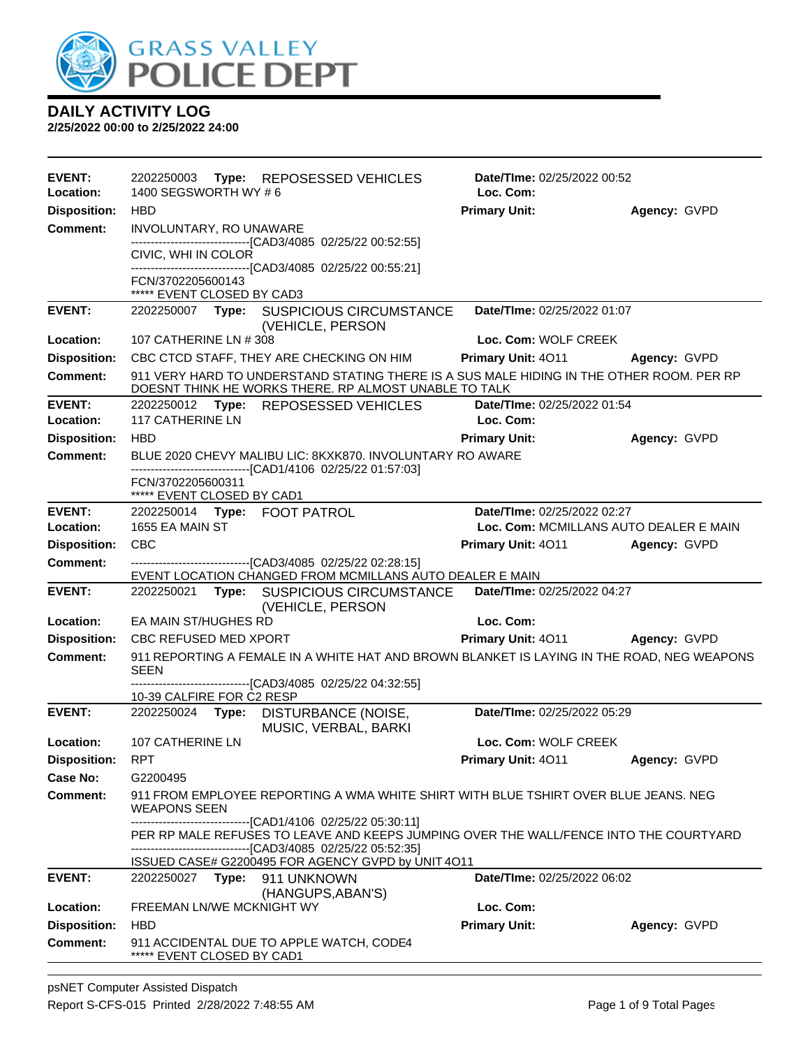# DAILY ACTIVITY LOG

**2/25/2022 00:00 to 2/25/2022 24:00**

---

**EVENT:** 2202250003 **Type:** REPOSESSED VEHICLES **Date/TIme:** 02/25/2022 00:52
**Location:** 1400 SEGSWORTH WY # 6 **Loc. Com:**
**Disposition:** HBD **Primary Unit:** **Agency:** GVPD
**Comment:** INVOLUNTARY, RO UNAWARE
------------------------------[CAD3/4085 02/25/22 00:52:55]
CIVIC, WHI IN COLOR
------------------------------[CAD3/4085 02/25/22 00:55:21]
FCN/3702205600143
***** EVENT CLOSED BY CAD3

---

**EVENT:** 2202250007 **Type:** SUSPICIOUS CIRCUMSTANCE (VEHICLE, PERSON **Date/TIme:** 02/25/2022 01:07
**Location:** 107 CATHERINE LN # 308 **Loc. Com:** WOLF CREEK
**Disposition:** CBC CTCD STAFF, THEY ARE CHECKING ON HIM **Primary Unit:** 4O11 **Agency:** GVPD
**Comment:** 911 VERY HARD TO UNDERSTAND STATING THERE IS A SUS MALE HIDING IN THE OTHER ROOM. PER RP DOESNT THINK HE WORKS THERE. RP ALMOST UNABLE TO TALK

---

**EVENT:** 2202250012 **Type:** REPOSESSED VEHICLES **Date/TIme:** 02/25/2022 01:54
**Location:** 117 CATHERINE LN **Loc. Com:**
**Disposition:** HBD **Primary Unit:** **Agency:** GVPD
**Comment:** BLUE 2020 CHEVY MALIBU LIC: 8KXK870. INVOLUNTARY RO AWARE
------------------------------[CAD1/4106 02/25/22 01:57:03]
FCN/3702205600311
***** EVENT CLOSED BY CAD1

---

**EVENT:** 2202250014 **Type:** FOOT PATROL **Date/TIme:** 02/25/2022 02:27
**Location:** 1655 EA MAIN ST **Loc. Com:** MCMILLANS AUTO DEALER E MAIN
**Disposition:** CBC **Primary Unit:** 4O11 **Agency:** GVPD
**Comment:** ------------------------------[CAD3/4085 02/25/22 02:28:15]
EVENT LOCATION CHANGED FROM MCMILLANS AUTO DEALER E MAIN

---

**EVENT:** 2202250021 **Type:** SUSPICIOUS CIRCUMSTANCE (VEHICLE, PERSON **Date/TIme:** 02/25/2022 04:27
**Location:** EA MAIN ST/HUGHES RD **Loc. Com:**
**Disposition:** CBC REFUSED MED XPORT **Primary Unit:** 4O11 **Agency:** GVPD
**Comment:** 911 REPORTING A FEMALE IN A WHITE HAT AND BROWN BLANKET IS LAYING IN THE ROAD, NEG WEAPONS SEEN
------------------------------[CAD3/4085 02/25/22 04:32:55]
10-39 CALFIRE FOR C2 RESP

---

**EVENT:** 2202250024 **Type:** DISTURBANCE (NOISE, MUSIC, VERBAL, BARKI **Date/TIme:** 02/25/2022 05:29
**Location:** 107 CATHERINE LN **Loc. Com:** WOLF CREEK
**Disposition:** RPT **Primary Unit:** 4O11 **Agency:** GVPD
**Case No:** G2200495
**Comment:** 911 FROM EMPLOYEE REPORTING A WMA WHITE SHIRT WITH BLUE TSHIRT OVER BLUE JEANS. NEG WEAPONS SEEN
------------------------------[CAD1/4106 02/25/22 05:30:11]
PER RP MALE REFUSES TO LEAVE AND KEEPS JUMPING OVER THE WALL/FENCE INTO THE COURTYARD
------------------------------[CAD3/4085 02/25/22 05:52:35]
ISSUED CASE# G2200495 FOR AGENCY GVPD by UNIT 4O11

---

**EVENT:** 2202250027 **Type:** 911 UNKNOWN (HANGUPS,ABAN'S) **Date/TIme:** 02/25/2022 06:02
**Location:** FREEMAN LN/WE MCKNIGHT WY **Loc. Com:**
**Disposition:** HBD **Primary Unit:** **Agency:** GVPD
**Comment:** 911 ACCIDENTAL DUE TO APPLE WATCH, CODE4
***** EVENT CLOSED BY CAD1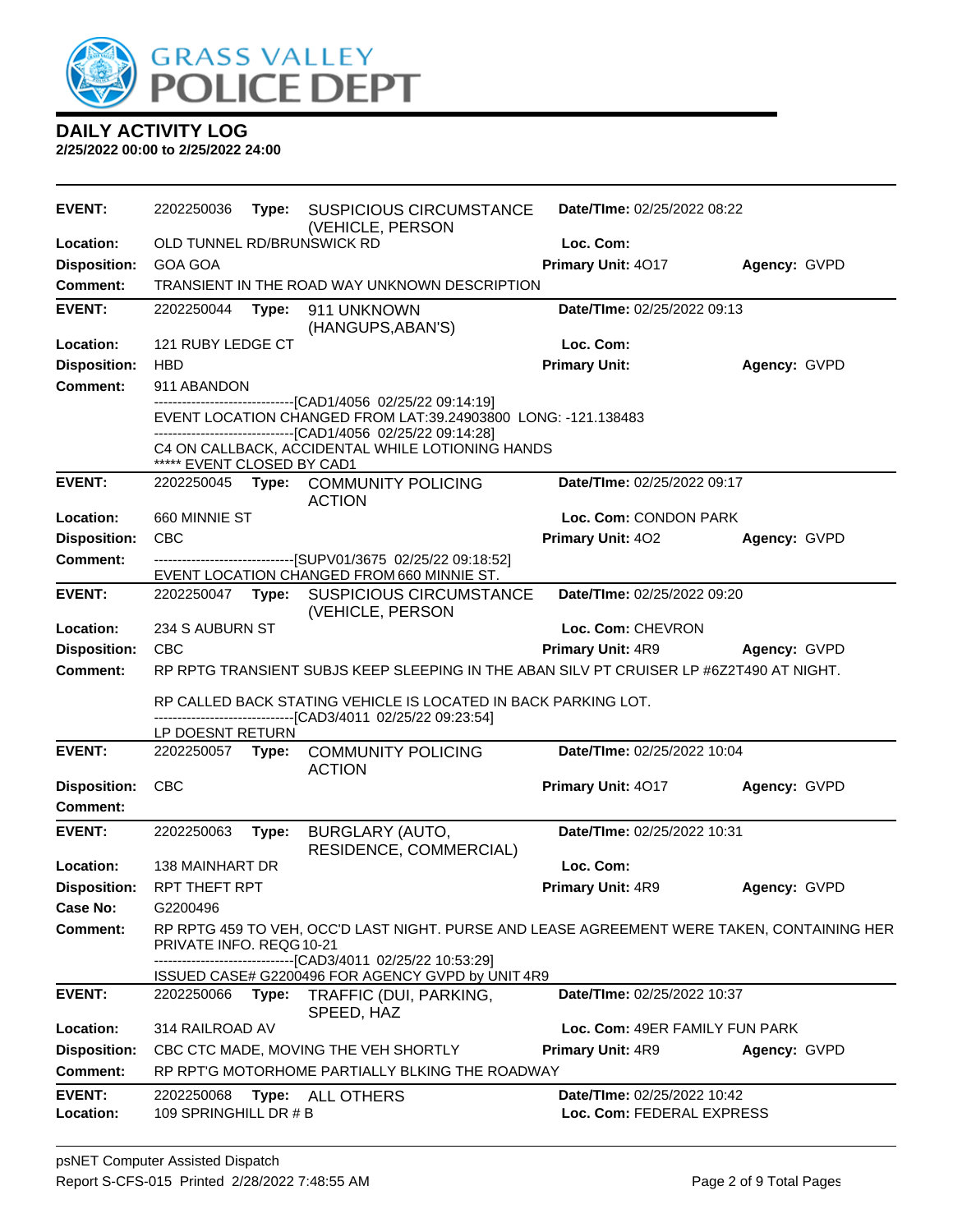# GRASS VALLEY POLICE DEPT

## DAILY ACTIVITY LOG

**2/25/2022 00:00 to 2/25/2022 24:00**

---

**EVENT:** 2202250036 **Type:** SUSPICIOUS CIRCUMSTANCE (VEHICLE, PERSON **Date/TIme:** 02/25/2022 08:22
**Location:** OLD TUNNEL RD/BRUNSWICK RD **Loc. Com:**
**Disposition:** GOA GOA **Primary Unit:** 4O17 **Agency:** GVPD
**Comment:** TRANSIENT IN THE ROAD WAY UNKNOWN DESCRIPTION

---

**EVENT:** 2202250044 **Type:** 911 UNKNOWN (HANGUPS,ABAN'S) **Date/TIme:** 02/25/2022 09:13
**Location:** 121 RUBY LEDGE CT **Loc. Com:**
**Disposition:** HBD **Primary Unit:** **Agency:** GVPD
**Comment:** 911 ABANDON

------------------------------[CAD1/4056 02/25/22 09:14:19]
EVENT LOCATION CHANGED FROM LAT:39.24903800 LONG: -121.138483
------------------------------[CAD1/4056 02/25/22 09:14:28]
C4 ON CALLBACK, ACCIDENTAL WHILE LOTIONING HANDS
***** EVENT CLOSED BY CAD1

---

**EVENT:** 2202250045 **Type:** COMMUNITY POLICING ACTION **Date/TIme:** 02/25/2022 09:17
**Location:** 660 MINNIE ST **Loc. Com:** CONDON PARK
**Disposition:** CBC **Primary Unit:** 4O2 **Agency:** GVPD
**Comment:** ------------------------------[SUPV01/3675 02/25/22 09:18:52]
EVENT LOCATION CHANGED FROM 660 MINNIE ST.

---

**EVENT:** 2202250047 **Type:** SUSPICIOUS CIRCUMSTANCE (VEHICLE, PERSON **Date/TIme:** 02/25/2022 09:20
**Location:** 234 S AUBURN ST **Loc. Com:** CHEVRON
**Disposition:** CBC **Primary Unit:** 4R9 **Agency:** GVPD
**Comment:** RP RPTG TRANSIENT SUBJS KEEP SLEEPING IN THE ABAN SILV PT CRUISER LP #6Z2T490 AT NIGHT.

RP CALLED BACK STATING VEHICLE IS LOCATED IN BACK PARKING LOT.
------------------------------[CAD3/4011 02/25/22 09:23:54]
LP DOESNT RETURN

---

**EVENT:** 2202250057 **Type:** COMMUNITY POLICING ACTION **Date/TIme:** 02/25/2022 10:04
**Disposition:** CBC **Primary Unit:** 4O17 **Agency:** GVPD
**Comment:**

---

**EVENT:** 2202250063 **Type:** BURGLARY (AUTO, RESIDENCE, COMMERCIAL) **Date/TIme:** 02/25/2022 10:31
**Location:** 138 MAINHART DR **Loc. Com:**
**Disposition:** RPT THEFT RPT **Primary Unit:** 4R9 **Agency:** GVPD
**Case No:** G2200496
**Comment:** RP RPTG 459 TO VEH, OCC'D LAST NIGHT. PURSE AND LEASE AGREEMENT WERE TAKEN, CONTAINING HER PRIVATE INFO. REQG 10-21
------------------------------[CAD3/4011 02/25/22 10:53:29]
ISSUED CASE# G2200496 FOR AGENCY GVPD by UNIT 4R9

---

**EVENT:** 2202250066 **Type:** TRAFFIC (DUI, PARKING, SPEED, HAZ **Date/TIme:** 02/25/2022 10:37
**Location:** 314 RAILROAD AV **Loc. Com:** 49ER FAMILY FUN PARK
**Disposition:** CBC CTC MADE, MOVING THE VEH SHORTLY **Primary Unit:** 4R9 **Agency:** GVPD
**Comment:** RP RPT'G MOTORHOME PARTIALLY BLKING THE ROADWAY

---

**EVENT:** 2202250068 **Type:** ALL OTHERS **Date/TIme:** 02/25/2022 10:42
**Location:** 109 SPRINGHILL DR # B **Loc. Com:** FEDERAL EXPRESS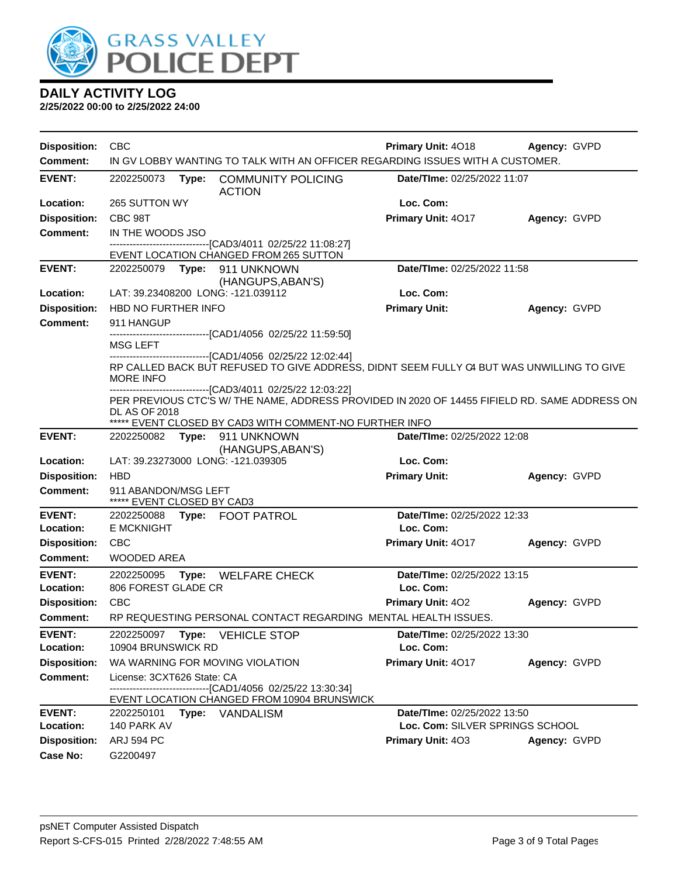GRASS VALLEY POLICE DEPT

## DAILY ACTIVITY LOG

**2/25/2022 00:00 to 2/25/2022 24:00**

**Disposition:** CBC **Primary Unit:** 4O18 **Agency:** GVPD
**Comment:** IN GV LOBBY WANTING TO TALK WITH AN OFFICER REGARDING ISSUES WITH A CUSTOMER.

---

**EVENT:** 2202250073 **Type:** COMMUNITY POLICING ACTION **Date/TIme:** 02/25/2022 11:07
**Location:** 265 SUTTON WY **Loc. Com:**
**Disposition:** CBC 98T **Primary Unit:** 4O17 **Agency:** GVPD
**Comment:** IN THE WOODS JSO
------------------------------[CAD3/4011 02/25/22 11:08:27]
EVENT LOCATION CHANGED FROM 265 SUTTON

---

**EVENT:** 2202250079 **Type:** 911 UNKNOWN (HANGUPS,ABAN'S) **Date/TIme:** 02/25/2022 11:58
**Location:** LAT: 39.23408200 LONG: -121.039112 **Loc. Com:**
**Disposition:** HBD NO FURTHER INFO **Primary Unit:** **Agency:** GVPD
**Comment:** 911 HANGUP
------------------------------[CAD1/4056 02/25/22 11:59:50]
MSG LEFT
------------------------------[CAD1/4056 02/25/22 12:02:44]
RP CALLED BACK BUT REFUSED TO GIVE ADDRESS, DIDNT SEEM FULLY C4 BUT WAS UNWILLING TO GIVE MORE INFO
------------------------------[CAD3/4011 02/25/22 12:03:22]
PER PREVIOUS CTC'S W/ THE NAME, ADDRESS PROVIDED IN 2020 OF 14455 FIFIELD RD. SAME ADDRESS ON DL AS OF 2018
***** EVENT CLOSED BY CAD3 WITH COMMENT-NO FURTHER INFO

---

**EVENT:** 2202250082 **Type:** 911 UNKNOWN (HANGUPS,ABAN'S) **Date/TIme:** 02/25/2022 12:08
**Location:** LAT: 39.23273000 LONG: -121.039305 **Loc. Com:**
**Disposition:** HBD **Primary Unit:** **Agency:** GVPD
**Comment:** 911 ABANDON/MSG LEFT
***** EVENT CLOSED BY CAD3

---

**EVENT:** 2202250088 **Type:** FOOT PATROL **Date/TIme:** 02/25/2022 12:33
**Location:** E MCKNIGHT **Loc. Com:**
**Disposition:** CBC **Primary Unit:** 4O17 **Agency:** GVPD
**Comment:** WOODED AREA

---

**EVENT:** 2202250095 **Type:** WELFARE CHECK **Date/TIme:** 02/25/2022 13:15
**Location:** 806 FOREST GLADE CR **Loc. Com:**
**Disposition:** CBC **Primary Unit:** 4O2 **Agency:** GVPD
**Comment:** RP REQUESTING PERSONAL CONTACT REGARDING MENTAL HEALTH ISSUES.

---

**EVENT:** 2202250097 **Type:** VEHICLE STOP **Date/TIme:** 02/25/2022 13:30
**Location:** 10904 BRUNSWICK RD **Loc. Com:**
**Disposition:** WA WARNING FOR MOVING VIOLATION **Primary Unit:** 4O17 **Agency:** GVPD
**Comment:** License: 3CXT626 State: CA
------------------------------[CAD1/4056 02/25/22 13:30:34]
EVENT LOCATION CHANGED FROM 10904 BRUNSWICK

---

**EVENT:** 2202250101 **Type:** VANDALISM **Date/TIme:** 02/25/2022 13:50
**Location:** 140 PARK AV **Loc. Com:** SILVER SPRINGS SCHOOL
**Disposition:** ARJ 594 PC **Primary Unit:** 4O3 **Agency:** GVPD
**Case No:** G2200497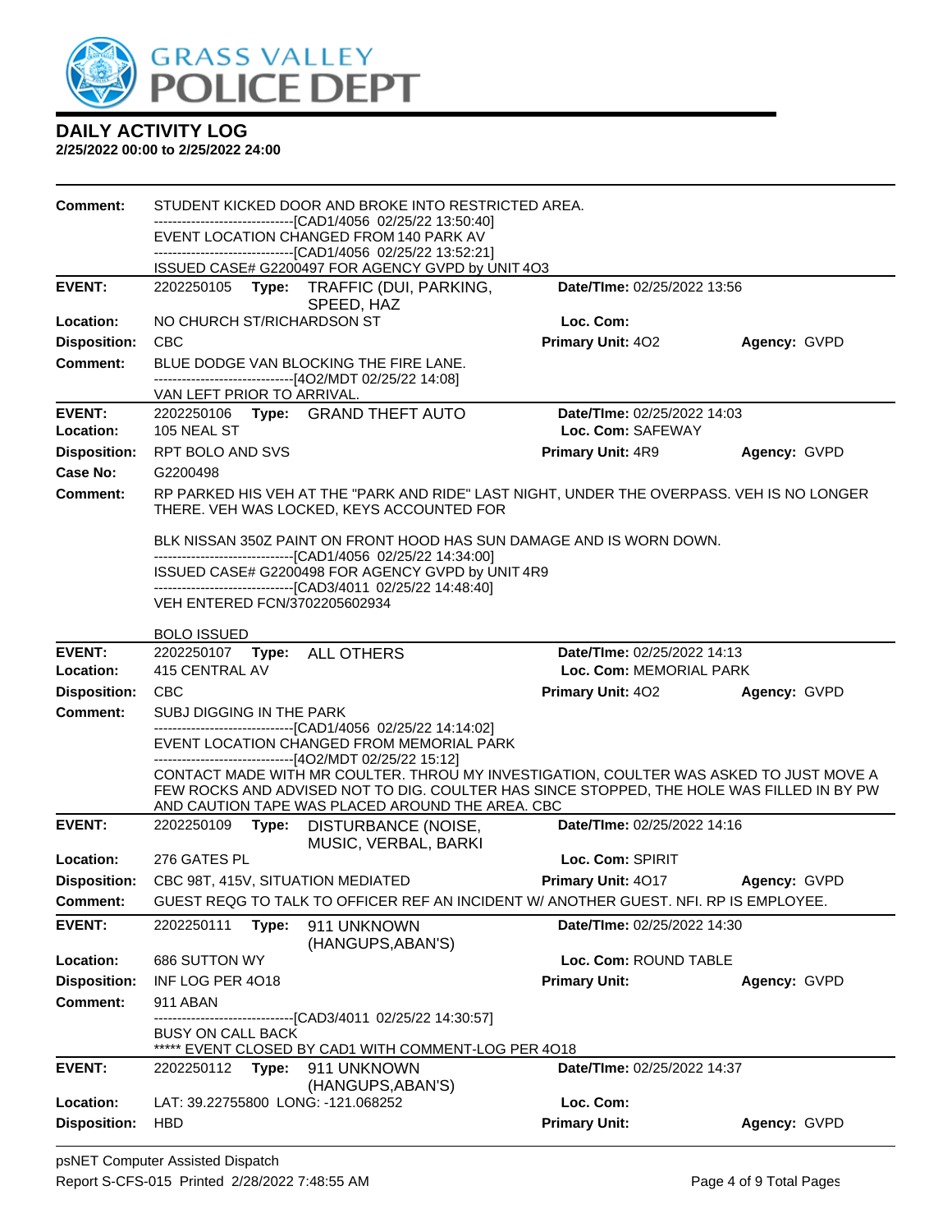# DAILY ACTIVITY LOG

**2/25/2022 00:00 to 2/25/2022 24:00**

**Comment:** STUDENT KICKED DOOR AND BROKE INTO RESTRICTED AREA.
------------------------------[CAD1/4056 02/25/22 13:50:40]
EVENT LOCATION CHANGED FROM 140 PARK AV
------------------------------[CAD1/4056 02/25/22 13:52:21]
ISSUED CASE# G2200497 FOR AGENCY GVPD by UNIT 4O3

---

**EVENT:** 2202250105 **Type:** TRAFFIC (DUI, PARKING, SPEED, HAZ **Date/TIme:** 02/25/2022 13:56
**Location:** NO CHURCH ST/RICHARDSON ST **Loc. Com:**
**Disposition:** CBC **Primary Unit:** 4O2 **Agency:** GVPD
**Comment:** BLUE DODGE VAN BLOCKING THE FIRE LANE.
------------------------------[4O2/MDT 02/25/22 14:08]
VAN LEFT PRIOR TO ARRIVAL.

---

**EVENT:** 2202250106 **Type:** GRAND THEFT AUTO **Date/TIme:** 02/25/2022 14:03
**Location:** 105 NEAL ST **Loc. Com:** SAFEWAY
**Disposition:** RPT BOLO AND SVS **Primary Unit:** 4R9 **Agency:** GVPD
**Case No:** G2200498
**Comment:** RP PARKED HIS VEH AT THE "PARK AND RIDE" LAST NIGHT, UNDER THE OVERPASS. VEH IS NO LONGER THERE. VEH WAS LOCKED, KEYS ACCOUNTED FOR

BLK NISSAN 350Z PAINT ON FRONT HOOD HAS SUN DAMAGE AND IS WORN DOWN.
------------------------------[CAD1/4056 02/25/22 14:34:00]
ISSUED CASE# G2200498 FOR AGENCY GVPD by UNIT 4R9
------------------------------[CAD3/4011 02/25/22 14:48:40]
VEH ENTERED FCN/3702205602934

BOLO ISSUED

---

**EVENT:** 2202250107 **Type:** ALL OTHERS **Date/TIme:** 02/25/2022 14:13
**Location:** 415 CENTRAL AV **Loc. Com:** MEMORIAL PARK
**Disposition:** CBC **Primary Unit:** 4O2 **Agency:** GVPD
**Comment:** SUBJ DIGGING IN THE PARK
------------------------------[CAD1/4056 02/25/22 14:14:02]
EVENT LOCATION CHANGED FROM MEMORIAL PARK
------------------------------[4O2/MDT 02/25/22 15:12]
CONTACT MADE WITH MR COULTER. THROU MY INVESTIGATION, COULTER WAS ASKED TO JUST MOVE A FEW ROCKS AND ADVISED NOT TO DIG. COULTER HAS SINCE STOPPED, THE HOLE WAS FILLED IN BY PW AND CAUTION TAPE WAS PLACED AROUND THE AREA. CBC

---

**EVENT:** 2202250109 **Type:** DISTURBANCE (NOISE, MUSIC, VERBAL, BARKI **Date/TIme:** 02/25/2022 14:16
**Location:** 276 GATES PL **Loc. Com:** SPIRIT
**Disposition:** CBC 98T, 415V, SITUATION MEDIATED **Primary Unit:** 4O17 **Agency:** GVPD
**Comment:** GUEST REQG TO TALK TO OFFICER REF AN INCIDENT W/ ANOTHER GUEST. NFI. RP IS EMPLOYEE.

---

**EVENT:** 2202250111 **Type:** 911 UNKNOWN (HANGUPS,ABAN'S) **Date/TIme:** 02/25/2022 14:30
**Location:** 686 SUTTON WY **Loc. Com:** ROUND TABLE
**Disposition:** INF LOG PER 4O18 **Primary Unit:** **Agency:** GVPD
**Comment:** 911 ABAN
------------------------------[CAD3/4011 02/25/22 14:30:57]
BUSY ON CALL BACK
***** EVENT CLOSED BY CAD1 WITH COMMENT-LOG PER 4O18

---

**EVENT:** 2202250112 **Type:** 911 UNKNOWN (HANGUPS,ABAN'S) **Date/TIme:** 02/25/2022 14:37
**Location:** LAT: 39.22755800 LONG: -121.068252 **Loc. Com:**
**Disposition:** HBD **Primary Unit:** **Agency:** GVPD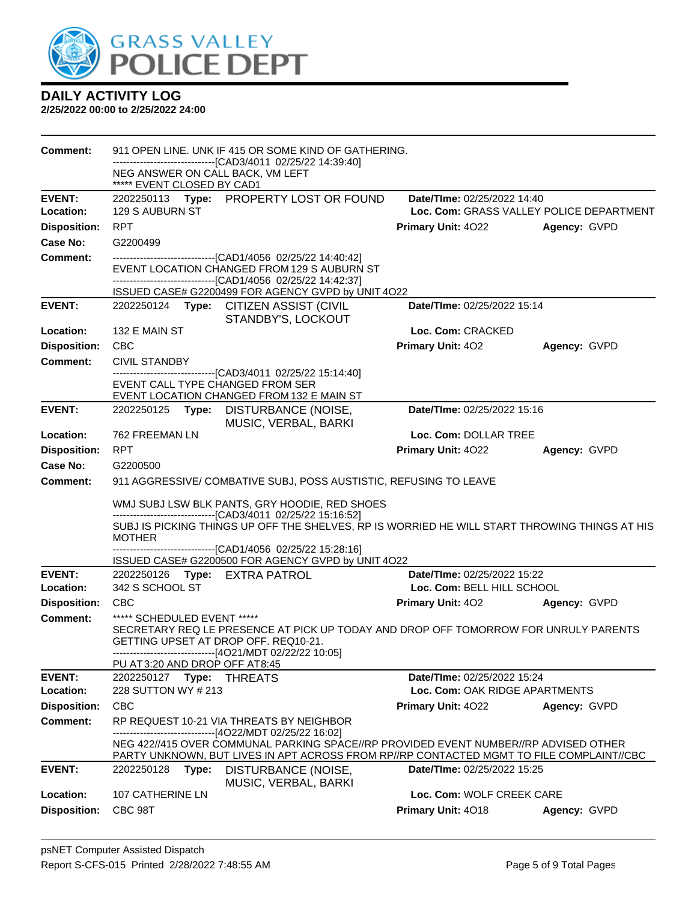# DAILY ACTIVITY LOG

**2/25/2022 00:00 to 2/25/2022 24:00**

**Comment:** 911 OPEN LINE. UNK IF 415 OR SOME KIND OF GATHERING.
------------------------------[CAD3/4011 02/25/22 14:39:40]
NEG ANSWER ON CALL BACK, VM LEFT
***** EVENT CLOSED BY CAD1

---

**EVENT:** 2202250113 **Type:** PROPERTY LOST OR FOUND **Date/TIme:** 02/25/2022 14:40
**Location:** 129 S AUBURN ST **Loc. Com:** GRASS VALLEY POLICE DEPARTMENT
**Disposition:** RPT **Primary Unit:** 4O22 **Agency:** GVPD
**Case No:** G2200499
**Comment:** ------------------------------[CAD1/4056 02/25/22 14:40:42]
EVENT LOCATION CHANGED FROM 129 S AUBURN ST
------------------------------[CAD1/4056 02/25/22 14:42:37]
ISSUED CASE# G2200499 FOR AGENCY GVPD by UNIT 4O22

---

**EVENT:** 2202250124 **Type:** CITIZEN ASSIST (CIVIL STANDBY'S, LOCKOUT **Date/TIme:** 02/25/2022 15:14
**Location:** 132 E MAIN ST **Loc. Com:** CRACKED
**Disposition:** CBC **Primary Unit:** 4O2 **Agency:** GVPD
**Comment:** CIVIL STANDBY
------------------------------[CAD3/4011 02/25/22 15:14:40]
EVENT CALL TYPE CHANGED FROM SER
EVENT LOCATION CHANGED FROM 132 E MAIN ST

---

**EVENT:** 2202250125 **Type:** DISTURBANCE (NOISE, MUSIC, VERBAL, BARKI **Date/TIme:** 02/25/2022 15:16
**Location:** 762 FREEMAN LN **Loc. Com:** DOLLAR TREE
**Disposition:** RPT **Primary Unit:** 4O22 **Agency:** GVPD
**Case No:** G2200500
**Comment:** 911 AGGRESSIVE/ COMBATIVE SUBJ, POSS AUSTISTIC, REFUSING TO LEAVE

WMJ SUBJ LSW BLK PANTS, GRY HOODIE, RED SHOES
------------------------------[CAD3/4011 02/25/22 15:16:52]
SUBJ IS PICKING THINGS UP OFF THE SHELVES, RP IS WORRIED HE WILL START THROWING THINGS AT HIS MOTHER
------------------------------[CAD1/4056 02/25/22 15:28:16]
ISSUED CASE# G2200500 FOR AGENCY GVPD by UNIT 4O22

---

**EVENT:** 2202250126 **Type:** EXTRA PATROL **Date/TIme:** 02/25/2022 15:22
**Location:** 342 S SCHOOL ST **Loc. Com:** BELL HILL SCHOOL
**Disposition:** CBC **Primary Unit:** 4O2 **Agency:** GVPD
**Comment:** ***** SCHEDULED EVENT *****
SECRETARY REQ LE PRESENCE AT PICK UP TODAY AND DROP OFF TOMORROW FOR UNRULY PARENTS GETTING UPSET AT DROP OFF. REQ10-21.
------------------------------[4O21/MDT 02/22/22 10:05]
PU AT 3:20 AND DROP OFF AT8:45

---

**EVENT:** 2202250127 **Type:** THREATS **Date/TIme:** 02/25/2022 15:24
**Location:** 228 SUTTON WY # 213 **Loc. Com:** OAK RIDGE APARTMENTS
**Disposition:** CBC **Primary Unit:** 4O22 **Agency:** GVPD
**Comment:** RP REQUEST 10-21 VIA THREATS BY NEIGHBOR
------------------------------[4O22/MDT 02/25/22 16:02]
NEG 422//415 OVER COMMUNAL PARKING SPACE//RP PROVIDED EVENT NUMBER//RP ADVISED OTHER PARTY UNKNOWN, BUT LIVES IN APT ACROSS FROM RP//RP CONTACTED MGMT TO FILE COMPLAINT//CBC

---

**EVENT:** 2202250128 **Type:** DISTURBANCE (NOISE, MUSIC, VERBAL, BARKI **Date/TIme:** 02/25/2022 15:25
**Location:** 107 CATHERINE LN **Loc. Com:** WOLF CREEK CARE
**Disposition:** CBC 98T **Primary Unit:** 4O18 **Agency:** GVPD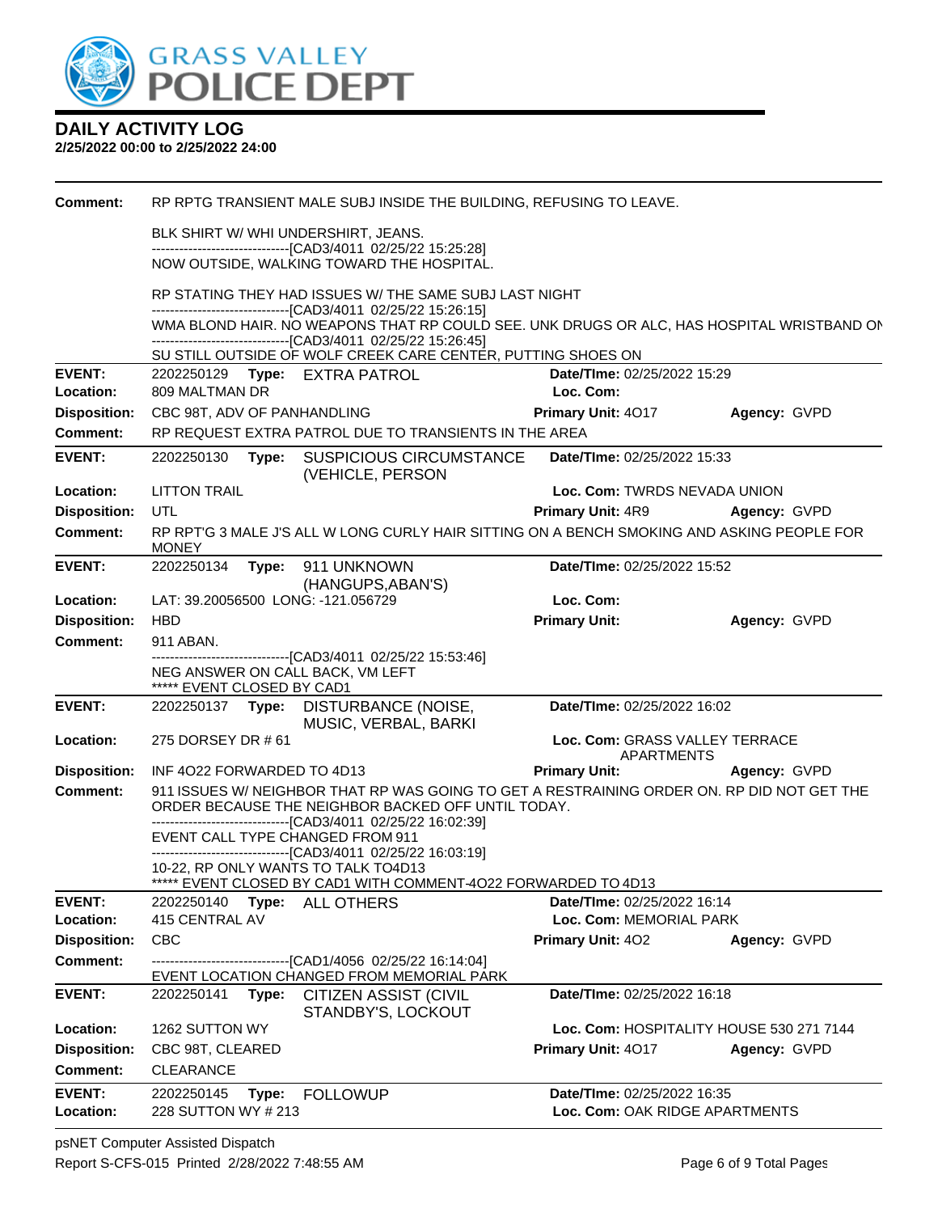# GRASS VALLEY POLICE DEPT

## DAILY ACTIVITY LOG

**2/25/2022 00:00 to 2/25/2022 24:00**

**Comment:** RP RPTG TRANSIENT MALE SUBJ INSIDE THE BUILDING, REFUSING TO LEAVE.

BLK SHIRT W/ WHI UNDERSHIRT, JEANS.
------------------------------[CAD3/4011 02/25/22 15:25:28]
NOW OUTSIDE, WALKING TOWARD THE HOSPITAL.

RP STATING THEY HAD ISSUES W/ THE SAME SUBJ LAST NIGHT
------------------------------[CAD3/4011 02/25/22 15:26:15]
WMA BLOND HAIR. NO WEAPONS THAT RP COULD SEE. UNK DRUGS OR ALC, HAS HOSPITAL WRISTBAND ON
------------------------------[CAD3/4011 02/25/22 15:26:45]
SU STILL OUTSIDE OF WOLF CREEK CARE CENTER, PUTTING SHOES ON

---

**EVENT:** 2202250129 **Type:** EXTRA PATROL **Date/TIme:** 02/25/2022 15:29
**Location:** 809 MALTMAN DR **Loc. Com:**
**Disposition:** CBC 98T, ADV OF PANHANDLING **Primary Unit:** 4O17 **Agency:** GVPD
**Comment:** RP REQUEST EXTRA PATROL DUE TO TRANSIENTS IN THE AREA

---

**EVENT:** 2202250130 **Type:** SUSPICIOUS CIRCUMSTANCE (VEHICLE, PERSON **Date/TIme:** 02/25/2022 15:33
**Location:** LITTON TRAIL **Loc. Com:** TWRDS NEVADA UNION
**Disposition:** UTL **Primary Unit:** 4R9 **Agency:** GVPD
**Comment:** RP RPT'G 3 MALE J'S ALL W LONG CURLY HAIR SITTING ON A BENCH SMOKING AND ASKING PEOPLE FOR MONEY

---

**EVENT:** 2202250134 **Type:** 911 UNKNOWN (HANGUPS,ABAN'S) **Date/TIme:** 02/25/2022 15:52
**Location:** LAT: 39.20056500 LONG: -121.056729 **Loc. Com:**
**Disposition:** HBD **Primary Unit:** **Agency:** GVPD
**Comment:** 911 ABAN.
------------------------------[CAD3/4011 02/25/22 15:53:46]
NEG ANSWER ON CALL BACK, VM LEFT
***** EVENT CLOSED BY CAD1

---

**EVENT:** 2202250137 **Type:** DISTURBANCE (NOISE, MUSIC, VERBAL, BARKI **Date/TIme:** 02/25/2022 16:02
**Location:** 275 DORSEY DR # 61 **Loc. Com:** GRASS VALLEY TERRACE APARTMENTS
**Disposition:** INF 4O22 FORWARDED TO 4D13 **Primary Unit:** **Agency:** GVPD
**Comment:** 911 ISSUES W/ NEIGHBOR THAT RP WAS GOING TO GET A RESTRAINING ORDER ON. RP DID NOT GET THE ORDER BECAUSE THE NEIGHBOR BACKED OFF UNTIL TODAY.
------------------------------[CAD3/4011 02/25/22 16:02:39]
EVENT CALL TYPE CHANGED FROM 911
------------------------------[CAD3/4011 02/25/22 16:03:19]
10-22, RP ONLY WANTS TO TALK TO4D13
***** EVENT CLOSED BY CAD1 WITH COMMENT-4O22 FORWARDED TO 4D13

---

**EVENT:** 2202250140 **Type:** ALL OTHERS **Date/TIme:** 02/25/2022 16:14
**Location:** 415 CENTRAL AV **Loc. Com:** MEMORIAL PARK
**Disposition:** CBC **Primary Unit:** 4O2 **Agency:** GVPD
**Comment:** ------------------------------[CAD1/4056 02/25/22 16:14:04]
EVENT LOCATION CHANGED FROM MEMORIAL PARK

---

**EVENT:** 2202250141 **Type:** CITIZEN ASSIST (CIVIL STANDBY'S, LOCKOUT **Date/TIme:** 02/25/2022 16:18
**Location:** 1262 SUTTON WY **Loc. Com:** HOSPITALITY HOUSE 530 271 7144
**Disposition:** CBC 98T, CLEARED **Primary Unit:** 4O17 **Agency:** GVPD
**Comment:** CLEARANCE

---

**EVENT:** 2202250145 **Type:** FOLLOWUP **Date/TIme:** 02/25/2022 16:35
**Location:** 228 SUTTON WY # 213 **Loc. Com:** OAK RIDGE APARTMENTS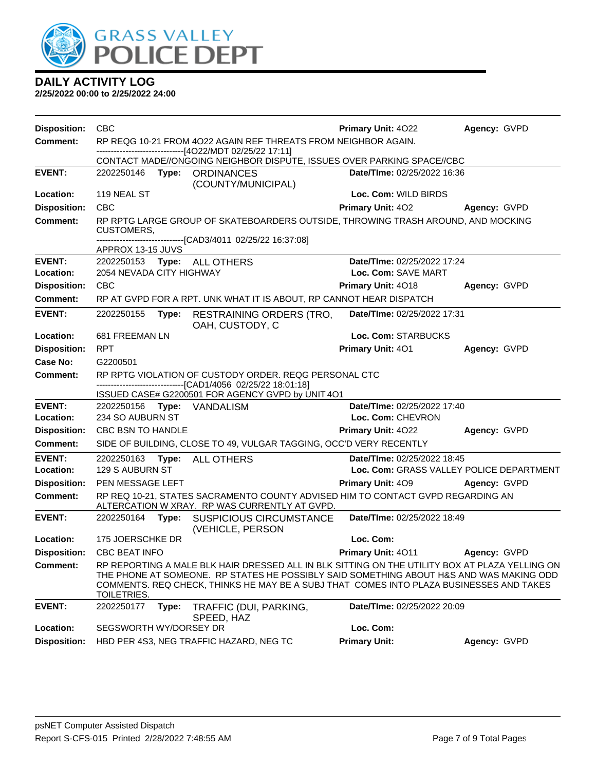# GRASS VALLEY POLICE DEPT

## DAILY ACTIVITY LOG

**2/25/2022 00:00 to 2/25/2022 24:00**

**Disposition:** CBC **Primary Unit:** 4O22 **Agency:** GVPD
**Comment:** RP REQG 10-21 FROM 4O22 AGAIN REF THREATS FROM NEIGHBOR AGAIN.
------------------------------[4O22/MDT 02/25/22 17:11]
CONTACT MADE//ONGOING NEIGHBOR DISPUTE, ISSUES OVER PARKING SPACE//CBC

---

**EVENT:** 2202250146 **Type:** ORDINANCES (COUNTY/MUNICIPAL) **Date/TIme:** 02/25/2022 16:36
**Location:** 119 NEAL ST **Loc. Com:** WILD BIRDS
**Disposition:** CBC **Primary Unit:** 4O2 **Agency:** GVPD
**Comment:** RP RPTG LARGE GROUP OF SKATEBOARDERS OUTSIDE, THROWING TRASH AROUND, AND MOCKING CUSTOMERS,
------------------------------[CAD3/4011 02/25/22 16:37:08]
APPROX 13-15 JUVS

---

**EVENT:** 2202250153 **Type:** ALL OTHERS **Date/TIme:** 02/25/2022 17:24
**Location:** 2054 NEVADA CITY HIGHWAY **Loc. Com:** SAVE MART
**Disposition:** CBC **Primary Unit:** 4O18 **Agency:** GVPD
**Comment:** RP AT GVPD FOR A RPT. UNK WHAT IT IS ABOUT, RP CANNOT HEAR DISPATCH

---

**EVENT:** 2202250155 **Type:** RESTRAINING ORDERS (TRO, OAH, CUSTODY, C **Date/TIme:** 02/25/2022 17:31
**Location:** 681 FREEMAN LN **Loc. Com:** STARBUCKS
**Disposition:** RPT **Primary Unit:** 4O1 **Agency:** GVPD
**Case No:** G2200501
**Comment:** RP RPTG VIOLATION OF CUSTODY ORDER. REQG PERSONAL CTC
------------------------------[CAD1/4056 02/25/22 18:01:18]
ISSUED CASE# G2200501 FOR AGENCY GVPD by UNIT 4O1

---

**EVENT:** 2202250156 **Type:** VANDALISM **Date/TIme:** 02/25/2022 17:40
**Location:** 234 SO AUBURN ST **Loc. Com:** CHEVRON
**Disposition:** CBC BSN TO HANDLE **Primary Unit:** 4O22 **Agency:** GVPD
**Comment:** SIDE OF BUILDING, CLOSE TO 49, VULGAR TAGGING, OCC'D VERY RECENTLY

---

**EVENT:** 2202250163 **Type:** ALL OTHERS **Date/TIme:** 02/25/2022 18:45
**Location:** 129 S AUBURN ST **Loc. Com:** GRASS VALLEY POLICE DEPARTMENT
**Disposition:** PEN MESSAGE LEFT **Primary Unit:** 4O9 **Agency:** GVPD
**Comment:** RP REQ 10-21, STATES SACRAMENTO COUNTY ADVISED HIM TO CONTACT GVPD REGARDING AN ALTERCATION W XRAY. RP WAS CURRENTLY AT GVPD.

---

**EVENT:** 2202250164 **Type:** SUSPICIOUS CIRCUMSTANCE (VEHICLE, PERSON **Date/TIme:** 02/25/2022 18:49
**Location:** 175 JOERSCHKE DR **Loc. Com:**
**Disposition:** CBC BEAT INFO **Primary Unit:** 4O11 **Agency:** GVPD
**Comment:** RP REPORTING A MALE BLK HAIR DRESSED ALL IN BLK SITTING ON THE UTILITY BOX AT PLAZA YELLING ON THE PHONE AT SOMEONE. RP STATES HE POSSIBLY SAID SOMETHING ABOUT H&S AND WAS MAKING ODD COMMENTS. REQ CHECK, THINKS HE MAY BE A SUBJ THAT COMES INTO PLAZA BUSINESSES AND TAKES TOILETRIES.

---

**EVENT:** 2202250177 **Type:** TRAFFIC (DUI, PARKING, SPEED, HAZ **Date/TIme:** 02/25/2022 20:09
**Location:** SEGSWORTH WY/DORSEY DR **Loc. Com:**
**Disposition:** HBD PER 4S3, NEG TRAFFIC HAZARD, NEG TC **Primary Unit:** **Agency:** GVPD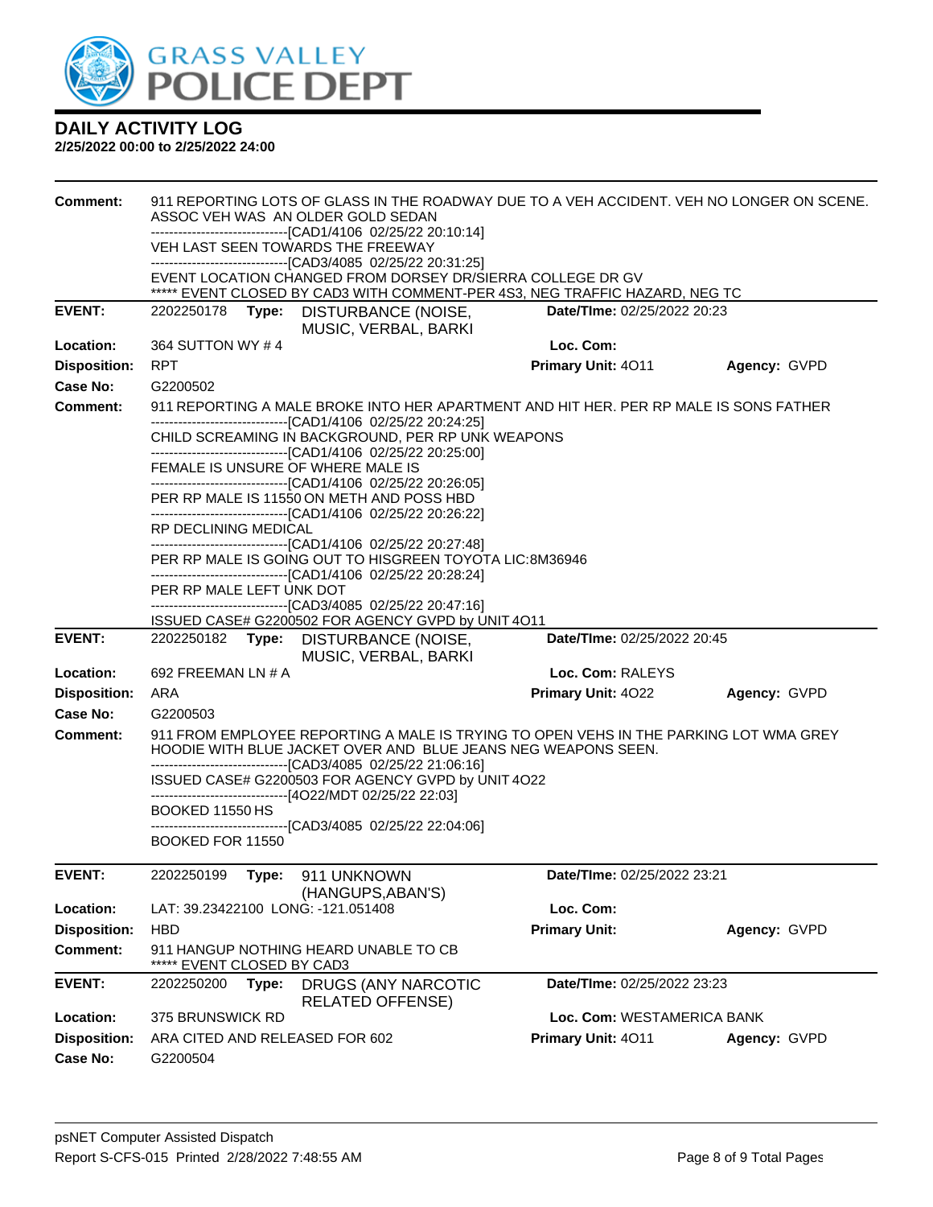**DAILY ACTIVITY LOG**
**2/25/2022 00:00 to 2/25/2022 24:00**

**Comment:** 911 REPORTING LOTS OF GLASS IN THE ROADWAY DUE TO A VEH ACCIDENT. VEH NO LONGER ON SCENE. ASSOC VEH WAS AN OLDER GOLD SEDAN
------------------------------[CAD1/4106 02/25/22 20:10:14]
VEH LAST SEEN TOWARDS THE FREEWAY
------------------------------[CAD3/4085 02/25/22 20:31:25]
EVENT LOCATION CHANGED FROM DORSEY DR/SIERRA COLLEGE DR GV
***** EVENT CLOSED BY CAD3 WITH COMMENT-PER 4S3, NEG TRAFFIC HAZARD, NEG TC

---

**EVENT:** 2202250178 **Type:** DISTURBANCE (NOISE, MUSIC, VERBAL, BARKI **Date/TIme:** 02/25/2022 20:23
**Location:** 364 SUTTON WY # 4 **Loc. Com:**
**Disposition:** RPT **Primary Unit:** 4O11 **Agency:** GVPD
**Case No:** G2200502
**Comment:** 911 REPORTING A MALE BROKE INTO HER APARTMENT AND HIT HER. PER RP MALE IS SONS FATHER
------------------------------[CAD1/4106 02/25/22 20:24:25]
CHILD SCREAMING IN BACKGROUND, PER RP UNK WEAPONS
------------------------------[CAD1/4106 02/25/22 20:25:00]
FEMALE IS UNSURE OF WHERE MALE IS
------------------------------[CAD1/4106 02/25/22 20:26:05]
PER RP MALE IS 11550 ON METH AND POSS HBD
------------------------------[CAD1/4106 02/25/22 20:26:22]
RP DECLINING MEDICAL
------------------------------[CAD1/4106 02/25/22 20:27:48]
PER RP MALE IS GOING OUT TO HISGREEN TOYOTA LIC:8M36946
------------------------------[CAD1/4106 02/25/22 20:28:24]
PER RP MALE LEFT UNK DOT
------------------------------[CAD3/4085 02/25/22 20:47:16]
ISSUED CASE# G2200502 FOR AGENCY GVPD by UNIT 4O11

---

**EVENT:** 2202250182 **Type:** DISTURBANCE (NOISE, MUSIC, VERBAL, BARKI **Date/TIme:** 02/25/2022 20:45
**Location:** 692 FREEMAN LN # A **Loc. Com:** RALEYS
**Disposition:** ARA **Primary Unit:** 4O22 **Agency:** GVPD
**Case No:** G2200503
**Comment:** 911 FROM EMPLOYEE REPORTING A MALE IS TRYING TO OPEN VEHS IN THE PARKING LOT WMA GREY HOODIE WITH BLUE JACKET OVER AND BLUE JEANS NEG WEAPONS SEEN.
------------------------------[CAD3/4085 02/25/22 21:06:16]
ISSUED CASE# G2200503 FOR AGENCY GVPD by UNIT 4O22
------------------------------[4O22/MDT 02/25/22 22:03]
BOOKED 11550 HS
------------------------------[CAD3/4085 02/25/22 22:04:06]
BOOKED FOR 11550

---

**EVENT:** 2202250199 **Type:** 911 UNKNOWN (HANGUPS,ABAN'S) **Date/TIme:** 02/25/2022 23:21
**Location:** LAT: 39.23422100 LONG: -121.051408 **Loc. Com:**
**Disposition:** HBD **Primary Unit:** **Agency:** GVPD
**Comment:** 911 HANGUP NOTHING HEARD UNABLE TO CB
***** EVENT CLOSED BY CAD3

---

**EVENT:** 2202250200 **Type:** DRUGS (ANY NARCOTIC RELATED OFFENSE) **Date/TIme:** 02/25/2022 23:23
**Location:** 375 BRUNSWICK RD **Loc. Com:** WESTAMERICA BANK
**Disposition:** ARA CITED AND RELEASED FOR 602 **Primary Unit:** 4O11 **Agency:** GVPD
**Case No:** G2200504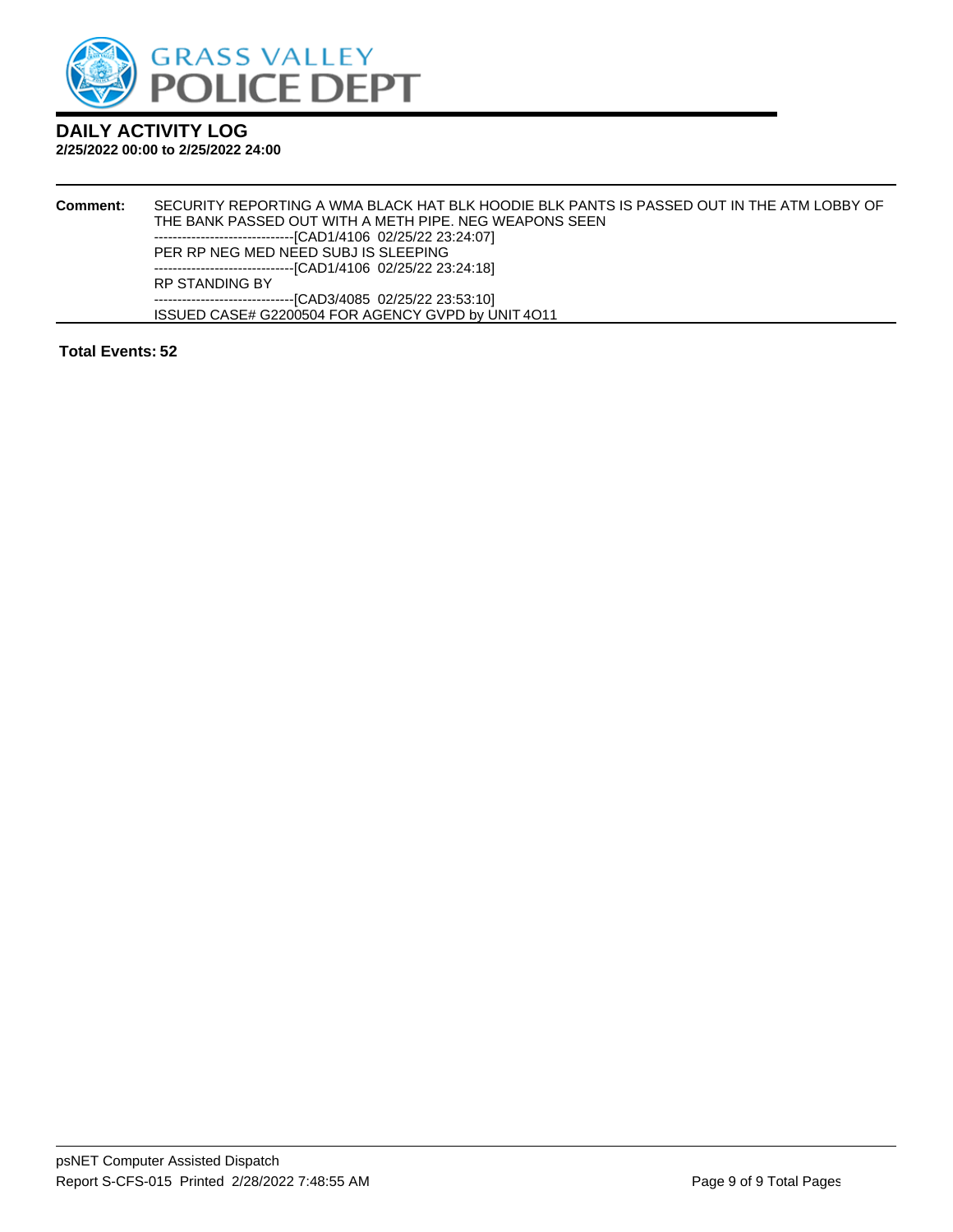**DAILY ACTIVITY LOG**
**2/25/2022 00:00 to 2/25/2022 24:00**

| | |
|---|---|
| **Comment:** | SECURITY REPORTING A WMA BLACK HAT BLK HOODIE BLK PANTS IS PASSED OUT IN THE ATM LOBBY OF THE BANK PASSED OUT WITH A METH PIPE. NEG WEAPONS SEEN<br>------------------------------[CAD1/4106 02/25/22 23:24:07]<br>PER RP NEG MED NEED SUBJ IS SLEEPING<br>------------------------------[CAD1/4106 02/25/22 23:24:18]<br>RP STANDING BY<br>------------------------------[CAD3/4085 02/25/22 23:53:10]<br>ISSUED CASE# G2200504 FOR AGENCY GVPD by UNIT 4O11 |

**Total Events: 52**

psNET Computer Assisted Dispatch
Report S-CFS-015 Printed 2/28/2022 7:48:55 AM